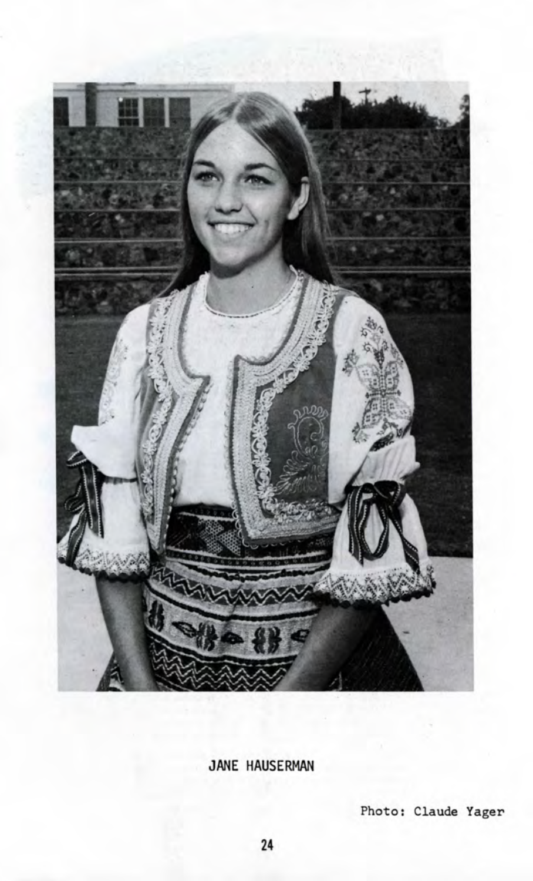JANE HAUSERMAN

Photo: Claude Yager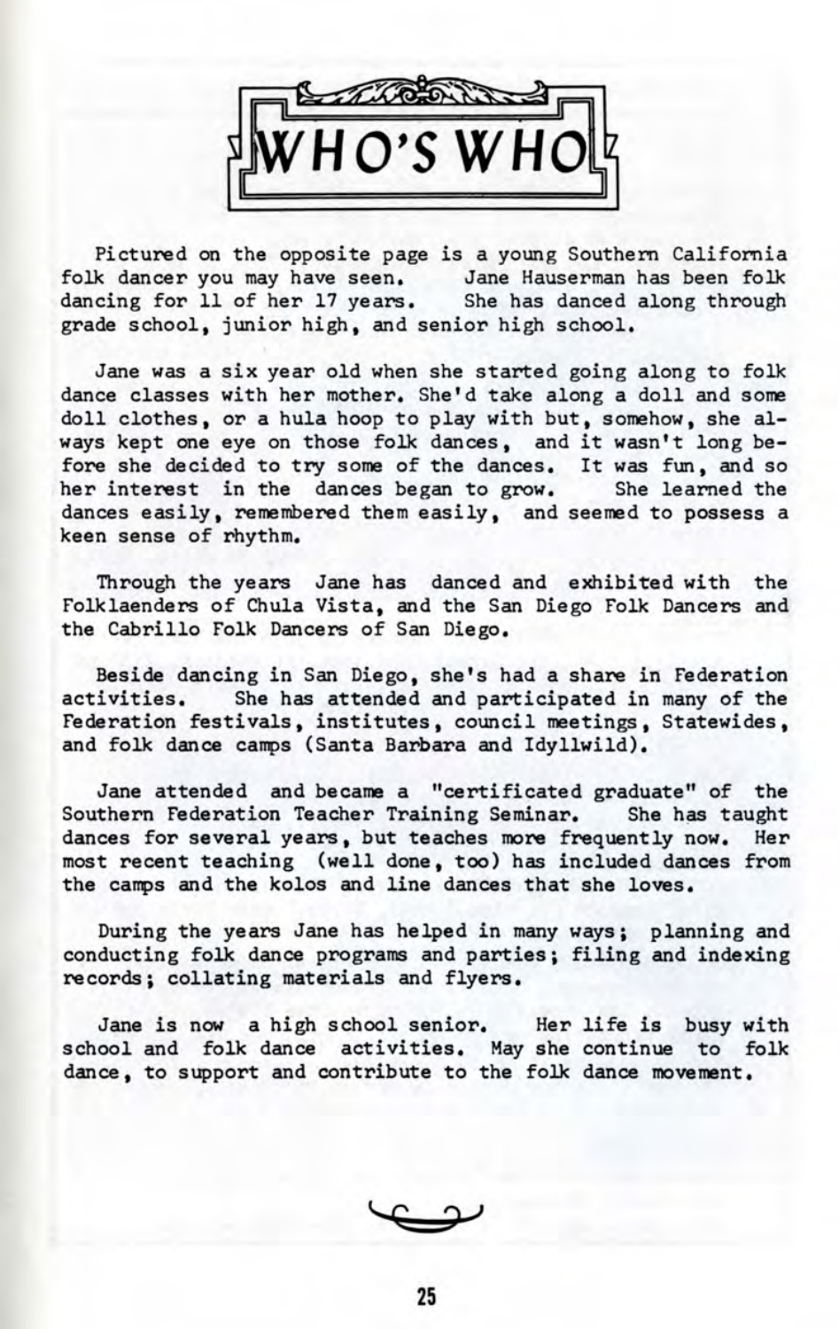# WHO'S WHO

Pictured on the opposite page is a young Southern California folk dancer you may have seen. Jane Hauserman has been folk dancing for 11 of her 17 years. She has danced along through grade school, junior high, and senior high school.

Jane was a six year old when she started going along to folk dance classes with her mother. She'd take along a doll and some doll clothes, or a hula hoop to play with but, somehow, she always kept one eye on those folk dances, and it wasn't long before she decided to try some of the dances. It was fun, and so her interest in the dances began to grow. She learned the dances easily, remembered them easily, and seemed to possess a keen sense of rhythm.

Through the years Jane has danced and exhibited with the Folklaenders of Chula Vista, and the San Diego Folk Dancers and the Cabrillo Folk Dancers of San Diego.

Beside dancing in San Diego, she's had a share in Federation activities. She has attended and participated in many of the Federation festivals, institutes, council meetings, Statewides, and folk dance camps (Santa Barbara and Idyllwild).

Jane attended and became a "certificated graduate" of the Southern Federation Teacher Training Seminar. She has taught dances for several years, but teaches more frequently now. Her most recent teaching (well done, too) has included dances from the camps and the kolos and line dances that she loves.

During the years Jane has helped in many ways; planning and conducting folk dance programs and parties; filing and indexing records; collating materials and flyers.

Jane is now a high school senior. Her life is busy with school and folk dance activities. May she continue to folk dance, to support and contribute to the folk dance movement.